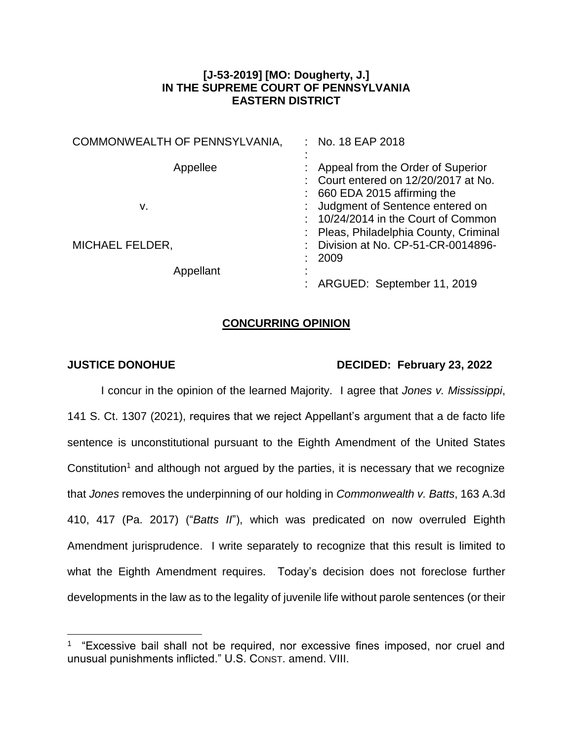**[J-53-2019] [MO: Dougherty, J.]**
**IN THE SUPREME COURT OF PENNSYLVANIA**
**EASTERN DISTRICT**

| | | |
|---|---|---|
| COMMONWEALTH OF PENNSYLVANIA, | : | No. 18 EAP 2018 |
| | : | |
| Appellee | : | Appeal from the Order of Superior Court entered on 12/20/2017 at No. 660 EDA 2015 affirming the Judgment of Sentence entered on 10/24/2014 in the Court of Common Pleas, Philadelphia County, Criminal Division at No. CP-51-CR-0014896-2009 |
| v. | : | |
| MICHAEL FELDER, | : | |
| Appellant | : | |
| | : | ARGUED: September 11, 2019 |

## CONCURRING OPINION

**JUSTICE DONOHUE** **DECIDED: February 23, 2022**

I concur in the opinion of the learned Majority. I agree that *Jones v. Mississippi*, 141 S. Ct. 1307 (2021), requires that we reject Appellant's argument that a de facto life sentence is unconstitutional pursuant to the Eighth Amendment of the United States Constitution[1] and although not argued by the parties, it is necessary that we recognize that *Jones* removes the underpinning of our holding in *Commonwealth v. Batts*, 163 A.3d 410, 417 (Pa. 2017) ("*Batts II*"), which was predicated on now overruled Eighth Amendment jurisprudence. I write separately to recognize that this result is limited to what the Eighth Amendment requires. Today's decision does not foreclose further developments in the law as to the legality of juvenile life without parole sentences (or their

[1] "Excessive bail shall not be required, nor excessive fines imposed, nor cruel and unusual punishments inflicted." U.S. CONST. amend. VIII.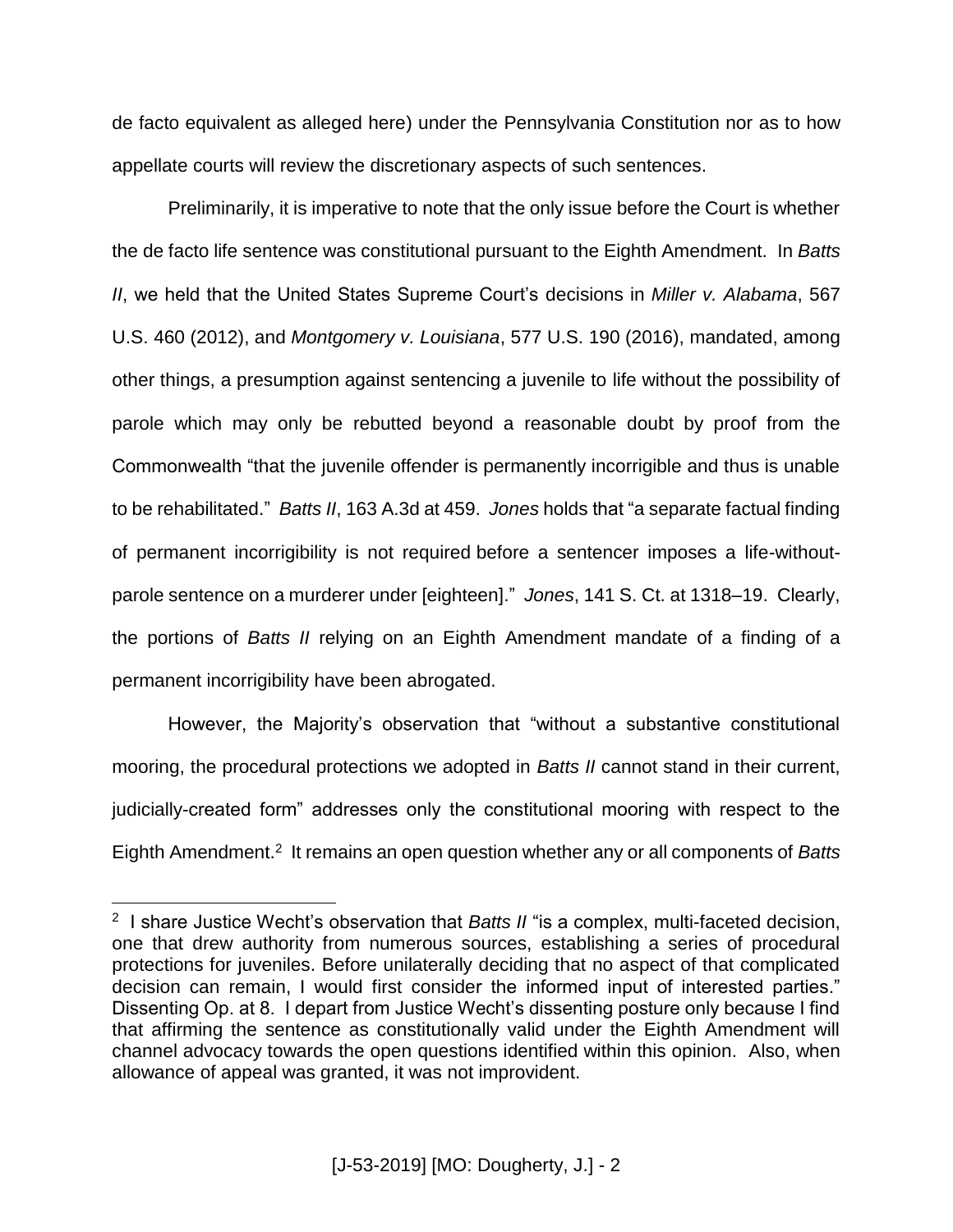de facto equivalent as alleged here) under the Pennsylvania Constitution nor as to how appellate courts will review the discretionary aspects of such sentences.

Preliminarily, it is imperative to note that the only issue before the Court is whether the de facto life sentence was constitutional pursuant to the Eighth Amendment. In *Batts II*, we held that the United States Supreme Court's decisions in *Miller v. Alabama*, 567 U.S. 460 (2012), and *Montgomery v. Louisiana*, 577 U.S. 190 (2016), mandated, among other things, a presumption against sentencing a juvenile to life without the possibility of parole which may only be rebutted beyond a reasonable doubt by proof from the Commonwealth "that the juvenile offender is permanently incorrigible and thus is unable to be rehabilitated." *Batts II*, 163 A.3d at 459. *Jones* holds that "a separate factual finding of permanent incorrigibility is not required before a sentencer imposes a life-without-parole sentence on a murderer under [eighteen]." *Jones*, 141 S. Ct. at 1318–19. Clearly, the portions of *Batts II* relying on an Eighth Amendment mandate of a finding of a permanent incorrigibility have been abrogated.

However, the Majority's observation that "without a substantive constitutional mooring, the procedural protections we adopted in *Batts II* cannot stand in their current, judicially-created form" addresses only the constitutional mooring with respect to the Eighth Amendment.[2] It remains an open question whether any or all components of *Batts*

---

[2] I share Justice Wecht's observation that *Batts II* "is a complex, multi-faceted decision, one that drew authority from numerous sources, establishing a series of procedural protections for juveniles. Before unilaterally deciding that no aspect of that complicated decision can remain, I would first consider the informed input of interested parties." Dissenting Op. at 8. I depart from Justice Wecht's dissenting posture only because I find that affirming the sentence as constitutionally valid under the Eighth Amendment will channel advocacy towards the open questions identified within this opinion. Also, when allowance of appeal was granted, it was not improvident.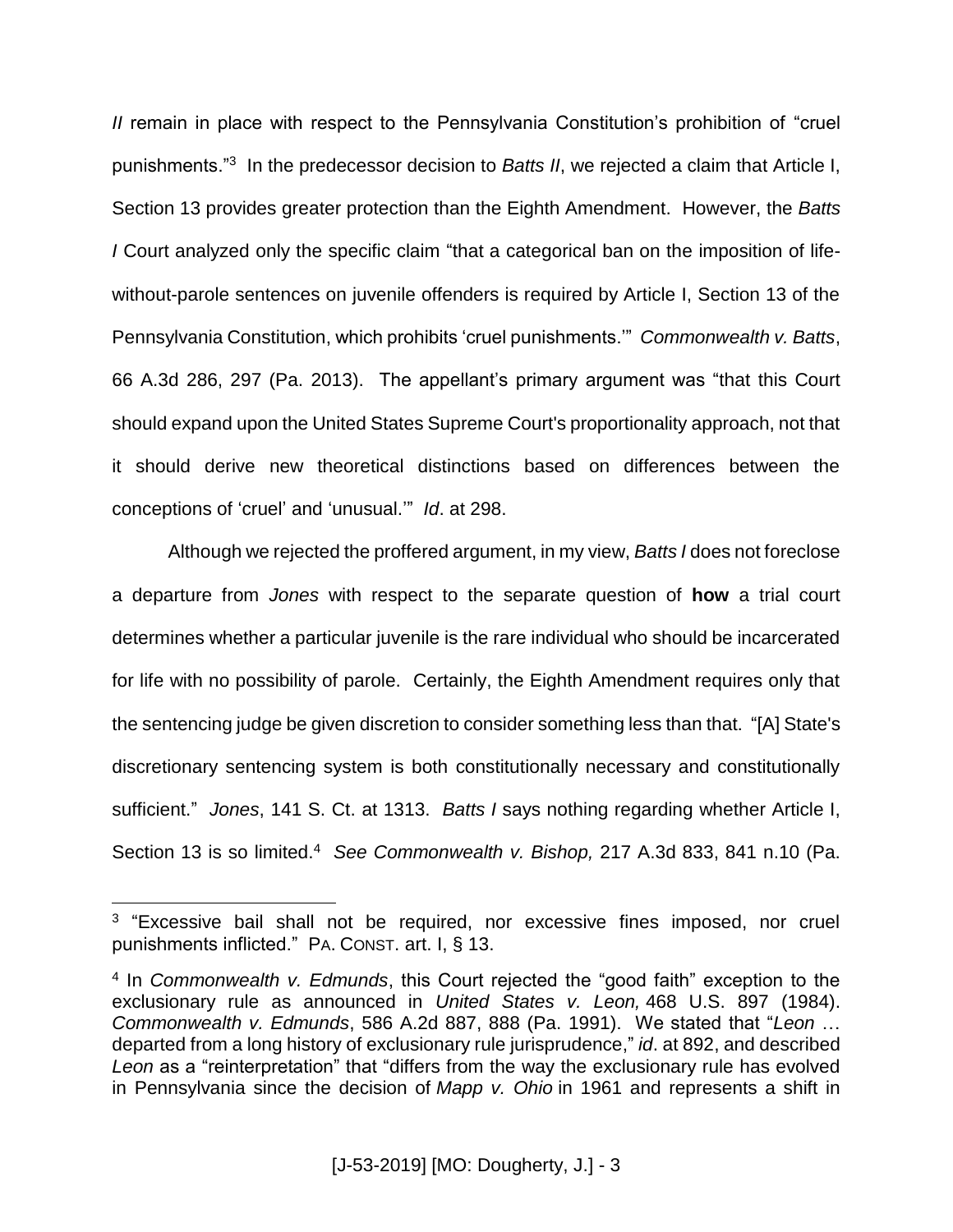*II* remain in place with respect to the Pennsylvania Constitution's prohibition of "cruel punishments."[3] In the predecessor decision to *Batts II*, we rejected a claim that Article I, Section 13 provides greater protection than the Eighth Amendment. However, the *Batts I* Court analyzed only the specific claim "that a categorical ban on the imposition of life-without-parole sentences on juvenile offenders is required by Article I, Section 13 of the Pennsylvania Constitution, which prohibits 'cruel punishments.'" *Commonwealth v. Batts*, 66 A.3d 286, 297 (Pa. 2013). The appellant's primary argument was "that this Court should expand upon the United States Supreme Court's proportionality approach, not that it should derive new theoretical distinctions based on differences between the conceptions of 'cruel' and 'unusual.'" *Id*. at 298.

Although we rejected the proffered argument, in my view, *Batts I* does not foreclose a departure from *Jones* with respect to the separate question of **how** a trial court determines whether a particular juvenile is the rare individual who should be incarcerated for life with no possibility of parole. Certainly, the Eighth Amendment requires only that the sentencing judge be given discretion to consider something less than that. "[A] State's discretionary sentencing system is both constitutionally necessary and constitutionally sufficient." *Jones*, 141 S. Ct. at 1313. *Batts I* says nothing regarding whether Article I, Section 13 is so limited.[4] *See Commonwealth v. Bishop,* 217 A.3d 833, 841 n.10 (Pa.

---

[3] "Excessive bail shall not be required, nor excessive fines imposed, nor cruel punishments inflicted." PA. CONST. art. I, § 13.

[4] In *Commonwealth v. Edmunds*, this Court rejected the "good faith" exception to the exclusionary rule as announced in *United States v. Leon,* 468 U.S. 897 (1984). *Commonwealth v. Edmunds*, 586 A.2d 887, 888 (Pa. 1991). We stated that "*Leon* … departed from a long history of exclusionary rule jurisprudence," *id*. at 892, and described *Leon* as a "reinterpretation" that "differs from the way the exclusionary rule has evolved in Pennsylvania since the decision of *Mapp v. Ohio* in 1961 and represents a shift in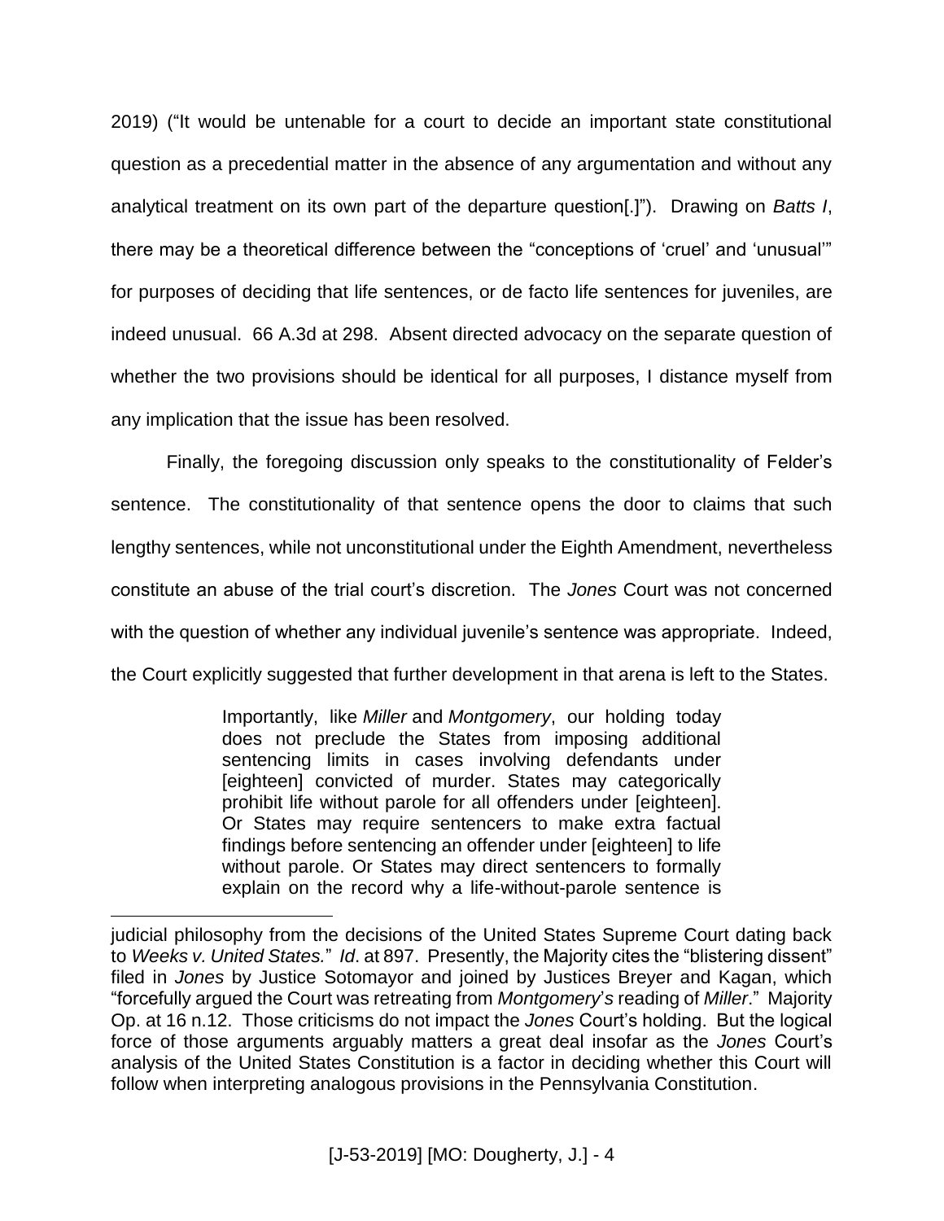2019) ("It would be untenable for a court to decide an important state constitutional question as a precedential matter in the absence of any argumentation and without any analytical treatment on its own part of the departure question[.]"). Drawing on *Batts I*, there may be a theoretical difference between the "conceptions of 'cruel' and 'unusual'" for purposes of deciding that life sentences, or de facto life sentences for juveniles, are indeed unusual. 66 A.3d at 298. Absent directed advocacy on the separate question of whether the two provisions should be identical for all purposes, I distance myself from any implication that the issue has been resolved.

Finally, the foregoing discussion only speaks to the constitutionality of Felder's sentence. The constitutionality of that sentence opens the door to claims that such lengthy sentences, while not unconstitutional under the Eighth Amendment, nevertheless constitute an abuse of the trial court's discretion. The *Jones* Court was not concerned with the question of whether any individual juvenile's sentence was appropriate. Indeed, the Court explicitly suggested that further development in that arena is left to the States.

> Importantly, like *Miller* and *Montgomery*, our holding today does not preclude the States from imposing additional sentencing limits in cases involving defendants under [eighteen] convicted of murder. States may categorically prohibit life without parole for all offenders under [eighteen]. Or States may require sentencers to make extra factual findings before sentencing an offender under [eighteen] to life without parole. Or States may direct sentencers to formally explain on the record why a life-without-parole sentence is

---

judicial philosophy from the decisions of the United States Supreme Court dating back to *Weeks v. United States.*" *Id*. at 897. Presently, the Majority cites the "blistering dissent" filed in *Jones* by Justice Sotomayor and joined by Justices Breyer and Kagan, which "forcefully argued the Court was retreating from *Montgomery*'s reading of *Miller*." Majority Op. at 16 n.12. Those criticisms do not impact the *Jones* Court's holding. But the logical force of those arguments arguably matters a great deal insofar as the *Jones* Court's analysis of the United States Constitution is a factor in deciding whether this Court will follow when interpreting analogous provisions in the Pennsylvania Constitution.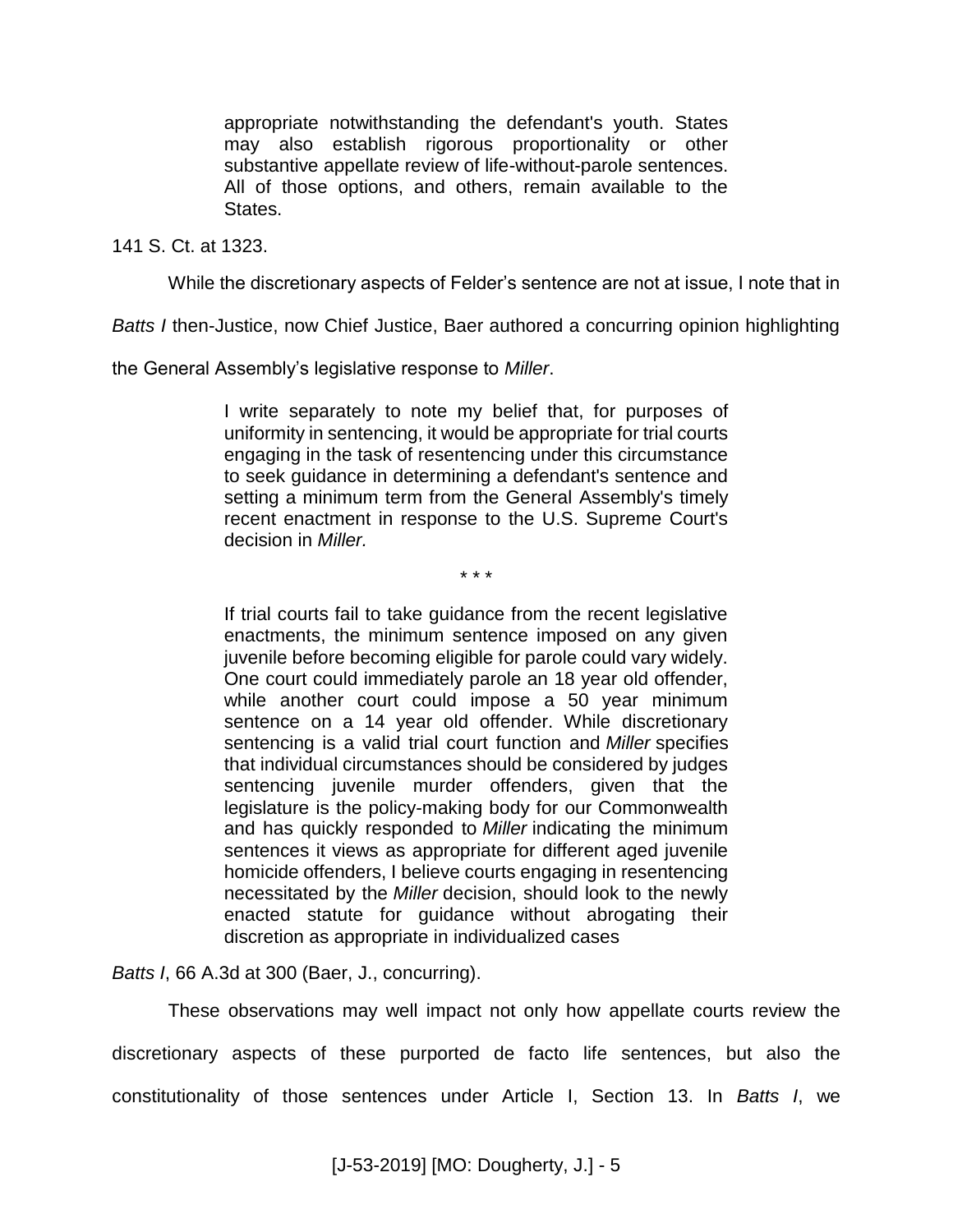> appropriate notwithstanding the defendant's youth. States may also establish rigorous proportionality or other substantive appellate review of life-without-parole sentences. All of those options, and others, remain available to the States.

141 S. Ct. at 1323.

While the discretionary aspects of Felder's sentence are not at issue, I note that in *Batts I* then-Justice, now Chief Justice, Baer authored a concurring opinion highlighting the General Assembly's legislative response to *Miller*.

> I write separately to note my belief that, for purposes of uniformity in sentencing, it would be appropriate for trial courts engaging in the task of resentencing under this circumstance to seek guidance in determining a defendant's sentence and setting a minimum term from the General Assembly's timely recent enactment in response to the U.S. Supreme Court's decision in *Miller.*
>
> \* \* \*
>
> If trial courts fail to take guidance from the recent legislative enactments, the minimum sentence imposed on any given juvenile before becoming eligible for parole could vary widely. One court could immediately parole an 18 year old offender, while another court could impose a 50 year minimum sentence on a 14 year old offender. While discretionary sentencing is a valid trial court function and *Miller* specifies that individual circumstances should be considered by judges sentencing juvenile murder offenders, given that the legislature is the policy-making body for our Commonwealth and has quickly responded to *Miller* indicating the minimum sentences it views as appropriate for different aged juvenile homicide offenders, I believe courts engaging in resentencing necessitated by the *Miller* decision, should look to the newly enacted statute for guidance without abrogating their discretion as appropriate in individualized cases

*Batts I*, 66 A.3d at 300 (Baer, J., concurring).

These observations may well impact not only how appellate courts review the discretionary aspects of these purported de facto life sentences, but also the constitutionality of those sentences under Article I, Section 13. In *Batts I*, we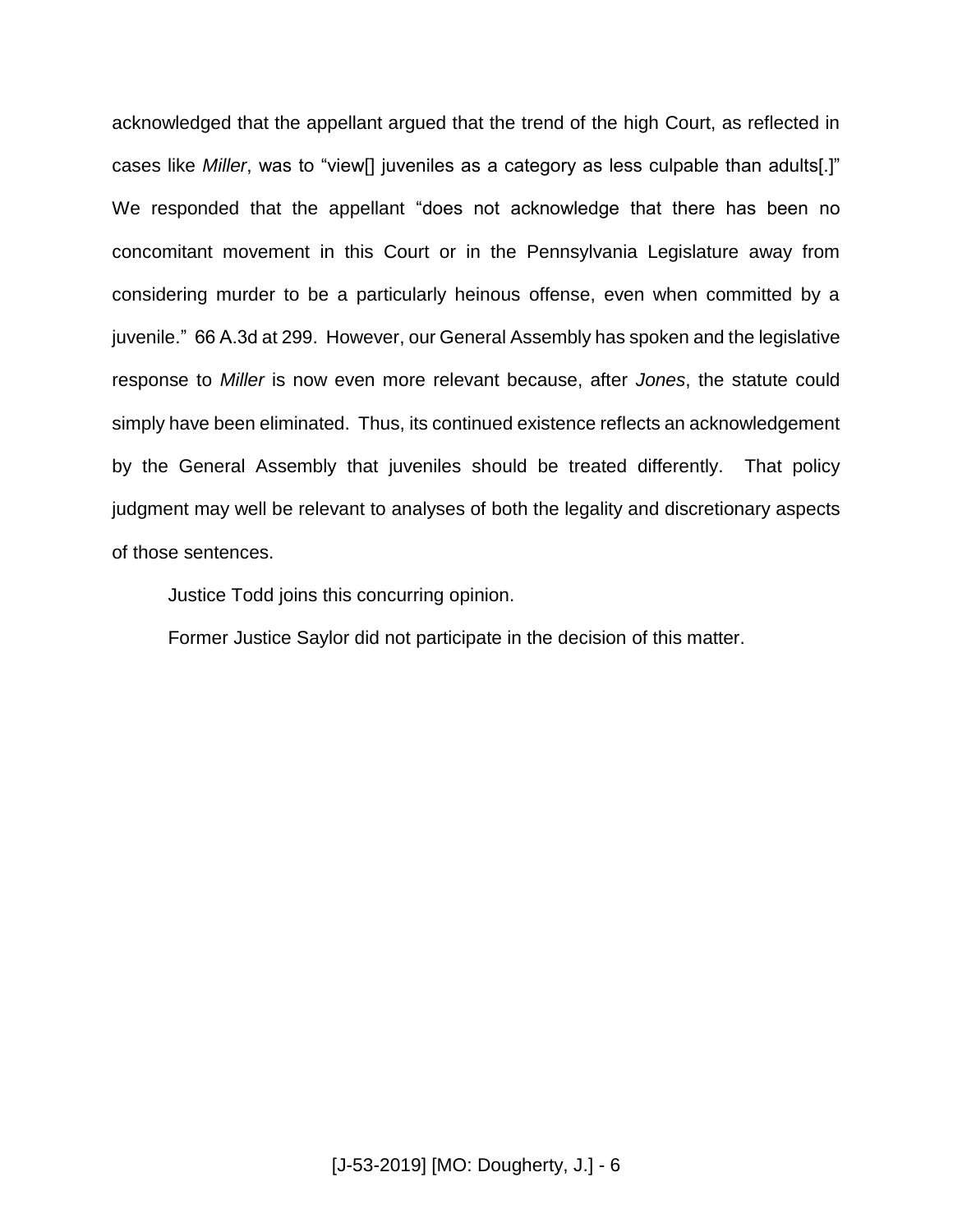acknowledged that the appellant argued that the trend of the high Court, as reflected in cases like *Miller*, was to "view[] juveniles as a category as less culpable than adults[.]" We responded that the appellant "does not acknowledge that there has been no concomitant movement in this Court or in the Pennsylvania Legislature away from considering murder to be a particularly heinous offense, even when committed by a juvenile." 66 A.3d at 299. However, our General Assembly has spoken and the legislative response to *Miller* is now even more relevant because, after *Jones*, the statute could simply have been eliminated. Thus, its continued existence reflects an acknowledgement by the General Assembly that juveniles should be treated differently. That policy judgment may well be relevant to analyses of both the legality and discretionary aspects of those sentences.

Justice Todd joins this concurring opinion.

Former Justice Saylor did not participate in the decision of this matter.